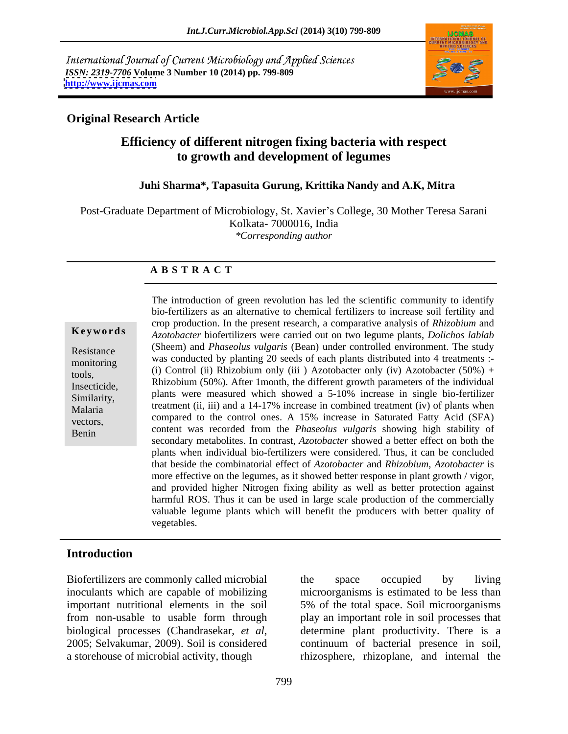International Journal of Current Microbiology and Applied Sciences
*ISSN: 2319-7706* **Volume 3 Number 10 (2014) pp. 799-809**
**http://www.ijcmas.com**

**Original Research Article**

# Efficiency of different nitrogen fixing bacteria with respect to growth and development of legumes

**Juhi Sharma*, Tapasuita Gurung, Krittika Nandy and A.K, Mitra**

Post-Graduate Department of Microbiology, St. Xavier's College, 30 Mother Teresa Sarani Kolkata- 7000016, India
*\*Corresponding author*

## A B S T R A C T

**Keywords**

Resistance monitoring tools, Insecticide, Similarity, Malaria vectors, Benin

The introduction of green revolution has led the scientific community to identify bio-fertilizers as an alternative to chemical fertilizers to increase soil fertility and crop production. In the present research, a comparative analysis of *Rhizobium* and *Azotobacter* biofertilizers were carried out on two legume plants, *Dolichos lablab* (Sheem) and *Phaseolus vulgaris* (Bean) under controlled environment. The study was conducted by planting 20 seeds of each plants distributed into 4 treatments :- (i) Control (ii) Rhizobium only (iii ) Azotobacter only (iv) Azotobacter (50%) + Rhizobium (50%). After 1month, the different growth parameters of the individual plants were measured which showed a 5-10% increase in single bio-fertilizer treatment (ii, iii) and a 14-17% increase in combined treatment (iv) of plants when compared to the control ones. A 15% increase in Saturated Fatty Acid (SFA) content was recorded from the *Phaseolus vulgaris* showing high stability of secondary metabolites. In contrast, *Azotobacter* showed a better effect on both the plants when individual bio-fertilizers were considered. Thus, it can be concluded that beside the combinatorial effect of *Azotobacter* and *Rhizobium*, *Azotobacter* is more effective on the legumes, as it showed better response in plant growth / vigor, and provided higher Nitrogen fixing ability as well as better protection against harmful ROS. Thus it can be used in large scale production of the commercially valuable legume plants which will benefit the producers with better quality of vegetables.

## Introduction

Biofertilizers are commonly called microbial inoculants which are capable of mobilizing important nutritional elements in the soil from non-usable to usable form through biological processes (Chandrasekar, *et al*, 2005; Selvakumar, 2009). Soil is considered a storehouse of microbial activity, though the space occupied by living microorganisms is estimated to be less than 5% of the total space. Soil microorganisms play an important role in soil processes that determine plant productivity. There is a continuum of bacterial presence in soil, rhizosphere, rhizoplane, and internal the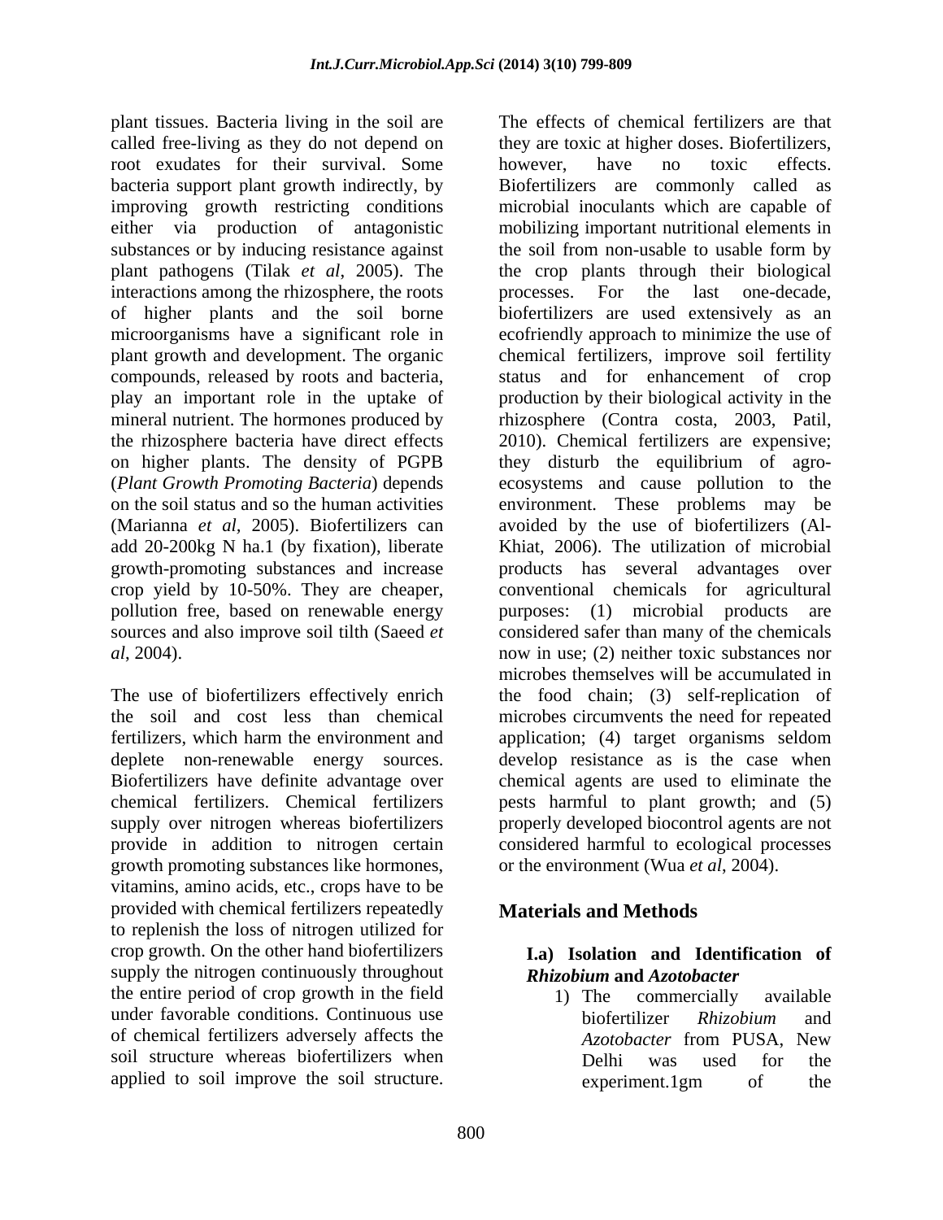plant tissues. Bacteria living in the soil are called free-living as they do not depend on root exudates for their survival. Some bacteria support plant growth indirectly, by improving growth restricting conditions either via production of antagonistic substances or by inducing resistance against plant pathogens (Tilak *et al*, 2005). The interactions among the rhizosphere, the roots of higher plants and the soil borne microorganisms have a significant role in plant growth and development. The organic compounds, released by roots and bacteria, play an important role in the uptake of mineral nutrient. The hormones produced by the rhizosphere bacteria have direct effects on higher plants. The density of PGPB (*Plant Growth Promoting Bacteria*) depends on the soil status and so the human activities (Marianna *et al*, 2005). Biofertilizers can add 20-200kg N ha.1 (by fixation), liberate growth-promoting substances and increase crop yield by 10-50%. They are cheaper, pollution free, based on renewable energy sources and also improve soil tilth (Saeed *et al*, 2004).

The use of biofertilizers effectively enrich the soil and cost less than chemical fertilizers, which harm the environment and deplete non-renewable energy sources. Biofertilizers have definite advantage over chemical fertilizers. Chemical fertilizers supply over nitrogen whereas biofertilizers provide in addition to nitrogen certain growth promoting substances like hormones, vitamins, amino acids, etc., crops have to be provided with chemical fertilizers repeatedly to replenish the loss of nitrogen utilized for crop growth. On the other hand biofertilizers supply the nitrogen continuously throughout the entire period of crop growth in the field under favorable conditions. Continuous use of chemical fertilizers adversely affects the soil structure whereas biofertilizers when applied to soil improve the soil structure. The effects of chemical fertilizers are that they are toxic at higher doses. Biofertilizers, however, have no toxic effects. Biofertilizers are commonly called as microbial inoculants which are capable of mobilizing important nutritional elements in the soil from non-usable to usable form by the crop plants through their biological processes. For the last one-decade, biofertilizers are used extensively as an ecofriendly approach to minimize the use of chemical fertilizers, improve soil fertility status and for enhancement of crop production by their biological activity in the rhizosphere (Contra costa, 2003, Patil, 2010). Chemical fertilizers are expensive; they disturb the equilibrium of agro-ecosystems and cause pollution to the environment. These problems may be avoided by the use of biofertilizers (Al-Khiat, 2006). The utilization of microbial products has several advantages over conventional chemicals for agricultural purposes: (1) microbial products are considered safer than many of the chemicals now in use; (2) neither toxic substances nor microbes themselves will be accumulated in the food chain; (3) self-replication of microbes circumvents the need for repeated application; (4) target organisms seldom develop resistance as is the case when chemical agents are used to eliminate the pests harmful to plant growth; and (5) properly developed biocontrol agents are not considered harmful to ecological processes or the environment (Wua *et al*, 2004).

## Materials and Methods

### I.a) Isolation and Identification of *Rhizobium* and *Azotobacter*

1) The commercially available biofertilizer *Rhizobium* and *Azotobacter* from PUSA, New Delhi was used for the experiment.1gm of the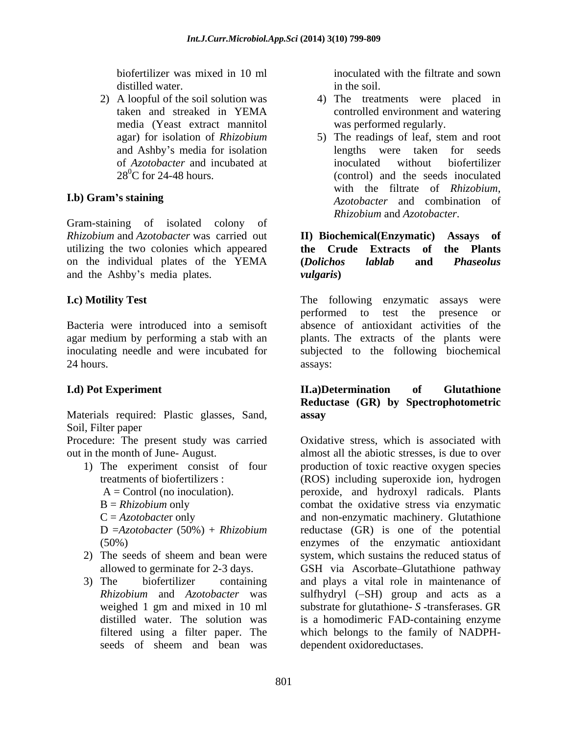biofertilizer was mixed in 10 ml distilled water.

2) A loopful of the soil solution was taken and streaked in YEMA media (Yeast extract mannitol agar) for isolation of *Rhizobium* and Ashby's media for isolation of *Azotobacter* and incubated at $28^0$C for 24-48 hours.

### I.b) Gram's staining

Gram-staining of isolated colony of *Rhizobium* and *Azotobacter* was carried out utilizing the two colonies which appeared on the individual plates of the YEMA and the Ashby's media plates.

### I.c) Motility Test

Bacteria were introduced into a semisoft agar medium by performing a stab with an inoculating needle and were incubated for 24 hours.

### I.d) Pot Experiment

Materials required: Plastic glasses, Sand, Soil, Filter paper

Procedure: The present study was carried out in the month of June- August.

1) The experiment consist of four treatments of biofertilizers :
   A = Control (no inoculation).
   B = *Rhizobium* only
   C = *Azotobacte*r only
   D =*Azotobacter* (50%) + *Rhizobium* (50%)
2) The seeds of sheem and bean were allowed to germinate for 2-3 days.
3) The biofertilizer containing *Rhizobium* and *Azotobacter* was weighed 1 gm and mixed in 10 ml distilled water. The solution was filtered using a filter paper. The seeds of sheem and bean was inoculated with the filtrate and sown in the soil.
4) The treatments were placed in controlled environment and watering was performed regularly.
5) The readings of leaf, stem and root lengths were taken for seeds inoculated without biofertilizer (control) and the seeds inoculated with the filtrate of *Rhizobium*, *Azotobacter* and combination of *Rhizobium* and *Azotobacter*.

## II) Biochemical(Enzymatic) Assays of the Crude Extracts of the Plants (*Dolichos lablab* and *Phaseolus vulgaris*)

The following enzymatic assays were performed to test the presence or absence of antioxidant activities of the plants. The extracts of the plants were subjected to the following biochemical assays:

### II.a)Determination of Glutathione Reductase (GR) by Spectrophotometric assay

Oxidative stress, which is associated with almost all the abiotic stresses, is due to over production of toxic reactive oxygen species (ROS) including superoxide ion, hydrogen peroxide, and hydroxyl radicals. Plants combat the oxidative stress via enzymatic and non-enzymatic machinery. Glutathione reductase (GR) is one of the potential enzymes of the enzymatic antioxidant system, which sustains the reduced status of GSH via Ascorbate–Glutathione pathway and plays a vital role in maintenance of sulfhydryl (–SH) group and acts as a substrate for glutathione- *S* -transferases. GR is a homodimeric FAD-containing enzyme which belongs to the family of NADPH-dependent oxidoreductases.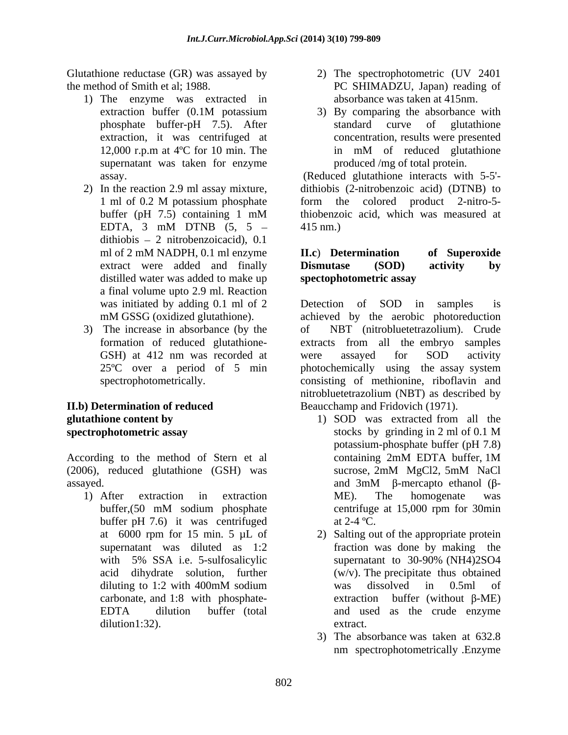Glutathione reductase (GR) was assayed by the method of Smith et al; 1988.

1) The enzyme was extracted in extraction buffer (0.1M potassium phosphate buffer-pH 7.5). After extraction, it was centrifuged at 12,000 r.p.m at 4ºC for 10 min. The supernatant was taken for enzyme assay.
2) In the reaction 2.9 ml assay mixture, 1 ml of 0.2 M potassium phosphate buffer (pH 7.5) containing 1 mM EDTA, 3 mM DTNB (5, 5 – dithiobis – 2 nitrobenzoicacid), 0.1 ml of 2 mM NADPH, 0.1 ml enzyme extract were added and finally distilled water was added to make up a final volume upto 2.9 ml. Reaction was initiated by adding 0.1 ml of 2 mM GSSG (oxidized glutathione).
3) The increase in absorbance (by the formation of reduced glutathione-GSH) at 412 nm was recorded at 25ºC over a period of 5 min spectrophotometrically.

**II.b) Determination of reduced glutathione content by spectrophotometric assay**

According to the method of Stern et al (2006), reduced glutathione (GSH) was assayed.

1) After extraction in extraction buffer,(50 mM sodium phosphate buffer pH 7.6) it was centrifuged at 6000 rpm for 15 min. 5 µL of supernatant was diluted as 1:2 with 5% SSA i.e. 5-sulfosalicylic acid dihydrate solution, further diluting to 1:2 with 400mM sodium carbonate, and 1:8 with phosphate-EDTA dilution buffer (total dilution1:32).
2) The spectrophotometric (UV 2401 PC SHIMADZU, Japan) reading of absorbance was taken at 415nm.
3) By comparing the absorbance with standard curve of glutathione concentration, results were presented in mM of reduced glutathione produced /mg of total protein.

(Reduced glutathione interacts with 5-5'-dithiobis (2-nitrobenzoic acid) (DTNB) to form the colored product 2-nitro-5-thiobenzoic acid, which was measured at 415 nm.)

**II.c) Determination of Superoxide Dismutase (SOD) activity by spectophotometric assay**

Detection of SOD in samples is achieved by the aerobic photoreduction of NBT (nitrobluetetrazolium). Crude extracts from all the embryo samples were assayed for SOD activity photochemically using the assay system consisting of methionine, riboflavin and nitrobluetetrazolium (NBT) as described by Beaucchamp and Fridovich (1971).

1) SOD was extracted from all the stocks by grinding in 2 ml of 0.1 M potassium-phosphate buffer (pH 7.8) containing 2mM EDTA buffer, 1M sucrose, 2mM $MgCl_2$, 5mM NaCl and 3mM β-mercapto ethanol (β-ME). The homogenate was centrifuge at 15,000 rpm for 30min at 2-4 ºC.
2) Salting out of the appropriate protein fraction was done by making the supernatant to 30-90% $(NH_4)_2SO_4$ (w/v). The precipitate thus obtained was dissolved in 0.5ml of extraction buffer (without β-ME) and used as the crude enzyme extract.
3) The absorbance was taken at 632.8 nm spectrophotometrically .Enzyme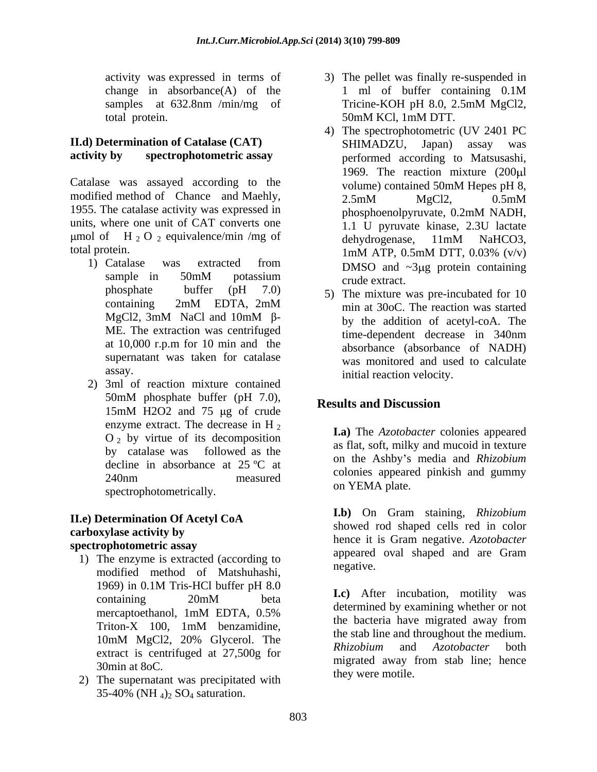activity was expressed in terms of change in absorbance(A) of the samples at 632.8nm /min/mg of total protein.

### II.d) Determination of Catalase (CAT) activity by spectrophotometric assay

Catalase was assayed according to the modified method of Chance and Maehly, 1955. The catalase activity was expressed in units, where one unit of CAT converts one μmol of $H_2O_2$ equivalence/min /mg of total protein.

1) Catalase was extracted from sample in 50mM potassium phosphate buffer (pH 7.0) containing 2mM EDTA, 2mM MgCl2, 3mM NaCl and 10mM β-ME. The extraction was centrifuged at 10,000 r.p.m for 10 min and the supernatant was taken for catalase assay.
2) 3ml of reaction mixture contained 50mM phosphate buffer (pH 7.0), 15mM H2O2 and 75 μg of crude enzyme extract. The decrease in $H_2O_2$ by virtue of its decomposition by catalase was followed as the decline in absorbance at 25 ºC at 240nm measured spectrophotometrically.

### II.e) Determination Of Acetyl CoA carboxylase activity by spectrophotometric assay

1) The enzyme is extracted (according to modified method of Matshuhashi, 1969) in 0.1M Tris-HCl buffer pH 8.0 containing 20mM beta mercaptoethanol, 1mM EDTA, 0.5% Triton-X 100, 1mM benzamidine, 10mM MgCl2, 20% Glycerol. The extract is centrifuged at 27,500g for 30min at 8oC.
2) The supernatant was precipitated with 35-40% $(NH_4)_2SO_4$ saturation.
3) The pellet was finally re-suspended in 1 ml of buffer containing 0.1M Tricine-KOH pH 8.0, 2.5mM MgCl2, 50mM KCl, 1mM DTT.
4) The spectrophotometric (UV 2401 PC SHIMADZU, Japan) assay was performed according to Matsusashi, 1969. The reaction mixture (200μl volume) contained 50mM Hepes pH 8, 2.5mM MgCl2, 0.5mM phosphoenolpyruvate, 0.2mM NADH, 1.1 U pyruvate kinase, 2.3U lactate dehydrogenase, 11mM NaHCO3, 1mM ATP, 0.5mM DTT, 0.03% (v/v) DMSO and ~3μg protein containing crude extract.
5) The mixture was pre-incubated for 10 min at 30oC. The reaction was started by the addition of acetyl-coA. The time-dependent decrease in 340nm absorbance (absorbance of NADH) was monitored and used to calculate initial reaction velocity.

## Results and Discussion

**I.a)** The *Azotobacter* colonies appeared as flat, soft, milky and mucoid in texture on the Ashby's media and *Rhizobium* colonies appeared pinkish and gummy on YEMA plate.

**I.b)** On Gram staining, *Rhizobium* showed rod shaped cells red in color hence it is Gram negative. *Azotobacter* appeared oval shaped and are Gram negative.

**I.c)** After incubation, motility was determined by examining whether or not the bacteria have migrated away from the stab line and throughout the medium. *Rhizobium* and *Azotobacter* both migrated away from stab line; hence they were motile.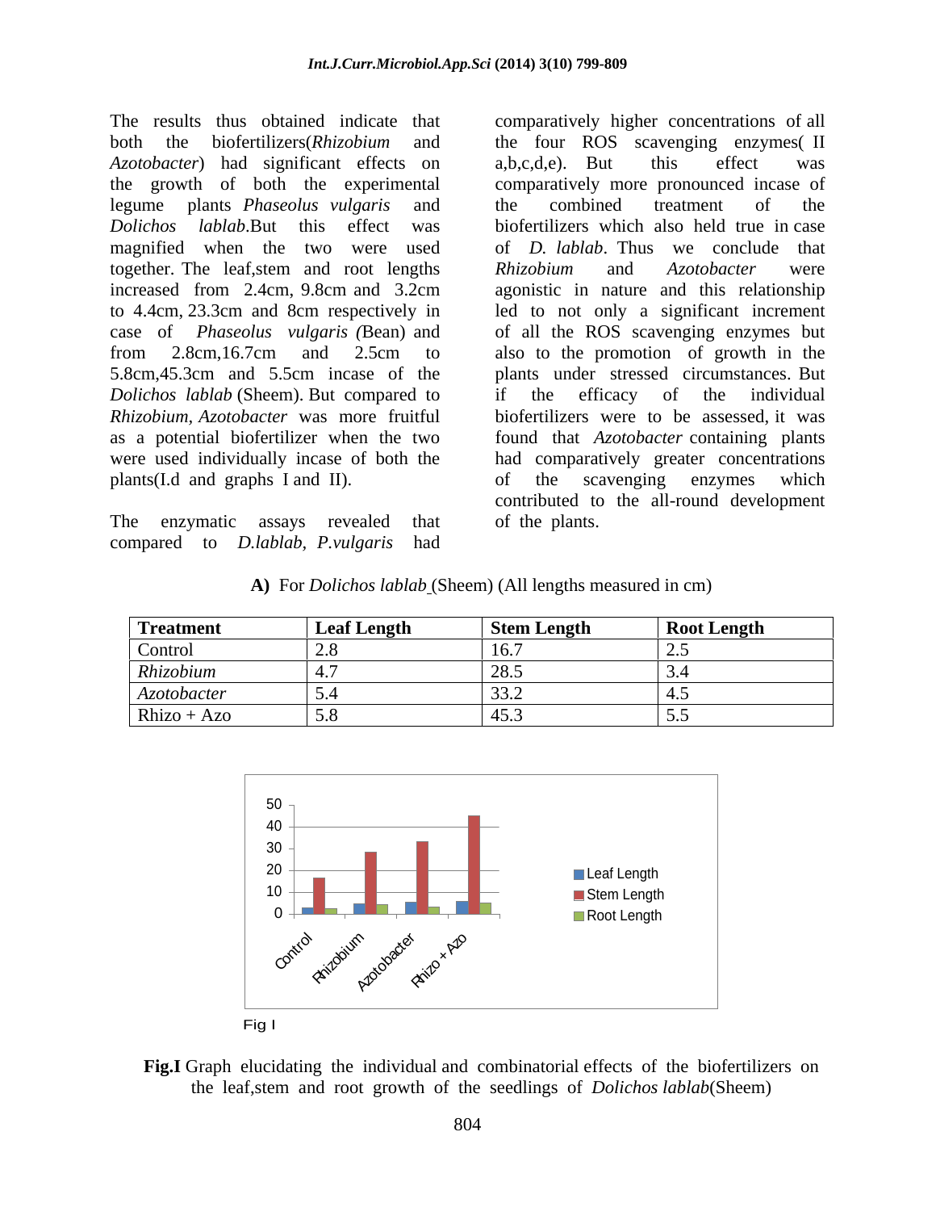The results thus obtained indicate that both the biofertilizers(*Rhizobium* and *Azotobacter*) had significant effects on the growth of both the experimental legume plants *Phaseolus vulgaris* and *Dolichos lablab*.But this effect was magnified when the two were used together. The leaf,stem and root lengths increased from 2.4cm, 9.8cm and 3.2cm to 4.4cm, 23.3cm and 8cm respectively in case of *Phaseolus vulgaris (*Bean) and from 2.8cm,16.7cm and 2.5cm to 5.8cm,45.3cm and 5.5cm incase of the *Dolichos lablab* (Sheem). But compared to *Rhizobium, Azotobacter* was more fruitful as a potential biofertilizer when the two were used individually incase of both the plants(I.d and graphs I and II).

The enzymatic assays revealed that compared to *D.lablab, P.vulgaris* had comparatively higher concentrations of all the four ROS scavenging enzymes( II a,b,c,d,e). But this effect was comparatively more pronounced incase of the combined treatment of the biofertilizers which also held true in case of *D. lablab*. Thus we conclude that *Rhizobium* and *Azotobacter* were agonistic in nature and this relationship led to not only a significant increment of all the ROS scavenging enzymes but also to the promotion of growth in the plants under stressed circumstances. But if the efficacy of the individual biofertilizers were to be assessed, it was found that *Azotobacter* containing plants had comparatively greater concentrations of the scavenging enzymes which contributed to the all-round development of the plants.

**A)** For *Dolichos lablab* (Sheem) (All lengths measured in cm)

| Treatment | Leaf Length | Stem Length | Root Length |
|---|---|---|---|
| Control | 2.8 | 16.7 | 2.5 |
| *Rhizobium* | 4.7 | 28.5 | 3.4 |
| *Azotobacter* | 5.4 | 33.2 | 4.5 |
| Rhizo + Azo | 5.8 | 45.3 | 5.5 |

Fig I

**Fig.I** Graph elucidating the individual and combinatorial effects of the biofertilizers on the leaf,stem and root growth of the seedlings of *Dolichos lablab*(Sheem)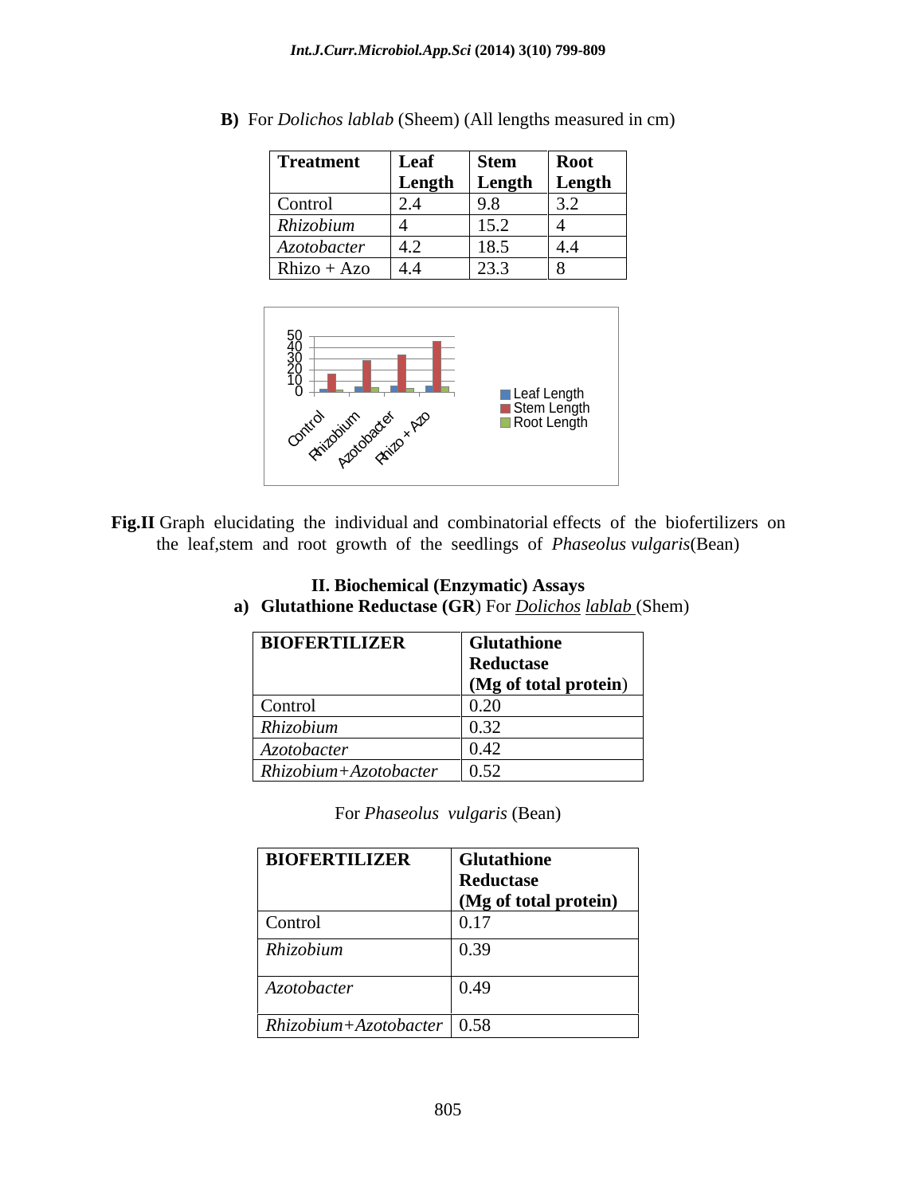**B)** For *Dolichos lablab* (Sheem) (All lengths measured in cm)

| Treatment | Leaf Length | Stem Length | Root Length |
|---|---|---|---|
| Control | 2.4 | 9.8 | 3.2 |
| *Rhizobium* | 4 | 15.2 | 4 |
| *Azotobacter* | 4.2 | 18.5 | 4.4 |
| Rhizo + Azo | 4.4 | 23.3 | 8 |

**Fig.II** Graph elucidating the individual and combinatorial effects of the biofertilizers on the leaf,stem and root growth of the seedlings of *Phaseolus vulgaris*(Bean)

### II. Biochemical (Enzymatic) Assays

**a) Glutathione Reductase (GR)** For *Dolichos lablab* (Shem)

| BIOFERTILIZER | Glutathione Reductase (Mg of total protein) |
|---|---|
| Control | 0.20 |
| *Rhizobium* | 0.32 |
| *Azotobacter* | 0.42 |
| *Rhizobium+Azotobacter* | 0.52 |

For *Phaseolus vulgaris* (Bean)

| BIOFERTILIZER | Glutathione Reductase (Mg of total protein) |
|---|---|
| Control | 0.17 |
| *Rhizobium* | 0.39 |
| *Azotobacter* | 0.49 |
| *Rhizobium+Azotobacter* | 0.58 |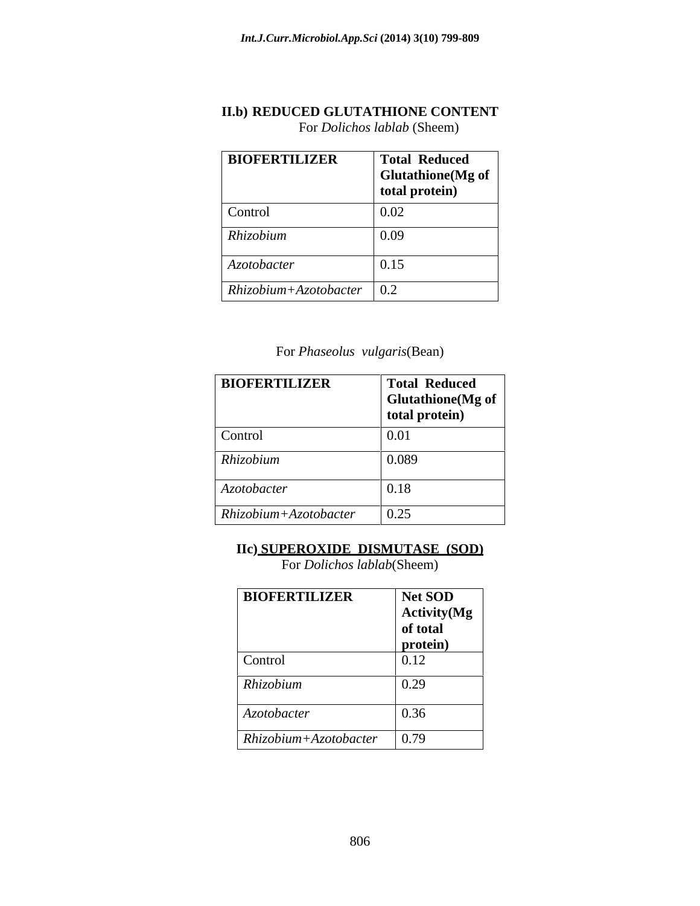### II.b) REDUCED GLUTATHIONE CONTENT

For *Dolichos lablab* (Sheem)

| BIOFERTILIZER | Total Reduced Glutathione(Mg of total protein) |
|---|---|
| Control | 0.02 |
| *Rhizobium* | 0.09 |
| *Azotobacter* | 0.15 |
| *Rhizobium+Azotobacter* | 0.2 |

For *Phaseolus vulgaris*(Bean)

| BIOFERTILIZER | Total Reduced Glutathione(Mg of total protein) |
|---|---|
| Control | 0.01 |
| *Rhizobium* | 0.089 |
| *Azotobacter* | 0.18 |
| *Rhizobium+Azotobacter* | 0.25 |

### IIc) SUPEROXIDE DISMUTASE (SOD)

For *Dolichos lablab*(Sheem)

| BIOFERTILIZER | Net SOD Activity(Mg of total protein) |
|---|---|
| Control | 0.12 |
| *Rhizobium* | 0.29 |
| *Azotobacter* | 0.36 |
| *Rhizobium+Azotobacter* | 0.79 |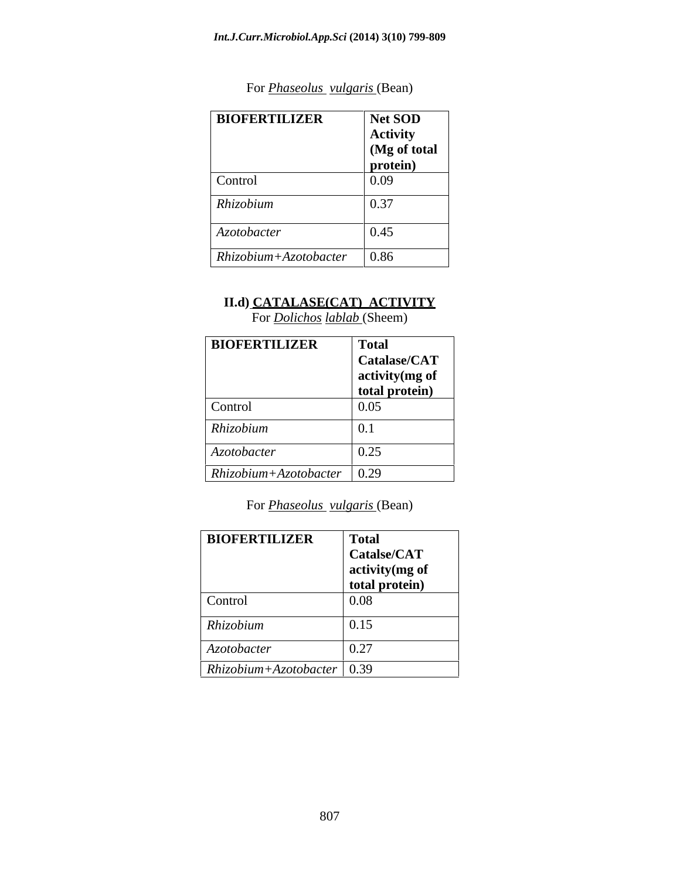For *Phaseolus vulgaris* (Bean)

| **BIOFERTILIZER** | **Net SOD Activity (Mg of total protein)** |
| --- | --- |
| Control | 0.09 |
| *Rhizobium* | 0.37 |
| *Azotobacter* | 0.45 |
| *Rhizobium+Azotobacter* | 0.86 |

**II.d) CATALASE(CAT) ACTIVITY**

For *Dolichos lablab* (Sheem)

| **BIOFERTILIZER** | **Total Catalase/CAT activity(mg of total protein)** |
| --- | --- |
| Control | 0.05 |
| *Rhizobium* | 0.1 |
| *Azotobacter* | 0.25 |
| *Rhizobium+Azotobacter* | 0.29 |

For *Phaseolus vulgaris* (Bean)

| **BIOFERTILIZER** | **Total Catalse/CAT activity(mg of total protein)** |
| --- | --- |
| Control | 0.08 |
| *Rhizobium* | 0.15 |
| *Azotobacter* | 0.27 |
| *Rhizobium+Azotobacter* | 0.39 |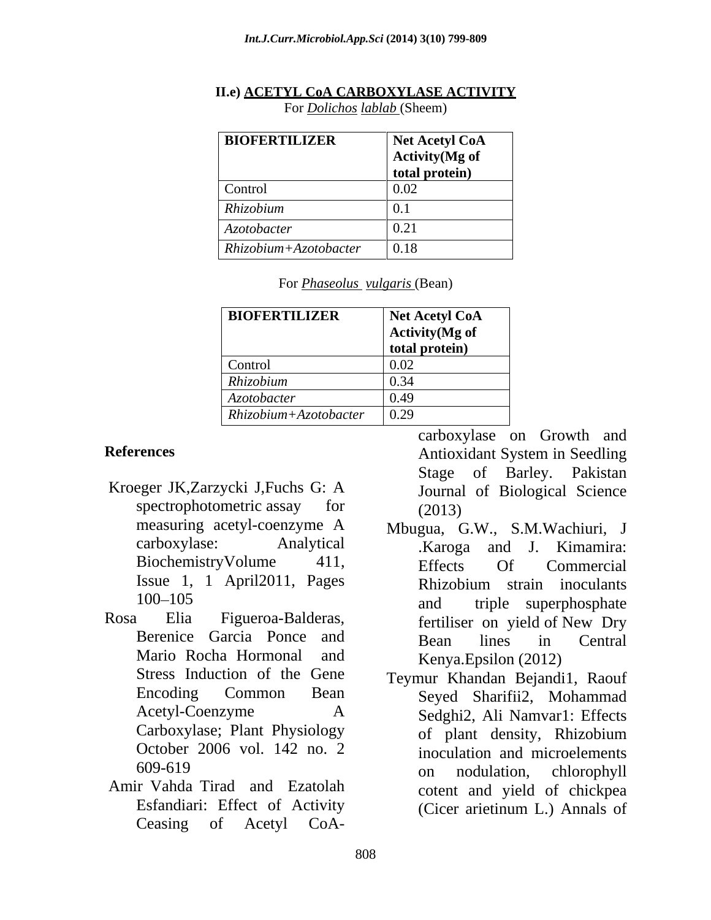**II.e) ACETYL CoA CARBOXYLASE ACTIVITY**

For *Dolichos lablab* (Sheem)

| **BIOFERTILIZER** | **Net Acetyl CoA Activity(Mg of total protein)** |
|---|---|
| Control | 0.02 |
| *Rhizobium* | 0.1 |
| *Azotobacter* | 0.21 |
| *Rhizobium+Azotobacter* | 0.18 |

For *Phaseolus vulgaris* (Bean)

| **BIOFERTILIZER** | **Net Acetyl CoA Activity(Mg of total protein)** |
|---|---|
| Control | 0.02 |
| *Rhizobium* | 0.34 |
| *Azotobacter* | 0.49 |
| *Rhizobium+Azotobacter* | 0.29 |

## References

Kroeger JK,Zarzycki J,Fuchs G: A spectrophotometric assay for measuring acetyl-coenzyme A carboxylase: Analytical BiochemistryVolume 411, Issue 1, 1 April2011, Pages 100–105

Rosa Elia Figueroa-Balderas, Berenice Garcia Ponce and Mario Rocha Hormonal and Stress Induction of the Gene Encoding Common Bean Acetyl-Coenzyme A Carboxylase; Plant Physiology October 2006 vol. 142 no. 2 609-619

Amir Vahda Tirad and Ezatolah Esfandiari: Effect of Activity Ceasing of Acetyl CoA-carboxylase on Growth and Antioxidant System in Seedling Stage of Barley. Pakistan Journal of Biological Science (2013)

Mbugua, G.W., S.M.Wachiuri, J .Karoga and J. Kimamira: Effects Of Commercial Rhizobium strain inoculants and triple superphosphate fertiliser on yield of New Dry Bean lines in Central Kenya.Epsilon (2012)

Teymur Khandan Bejandi1, Raouf Seyed Sharifii2, Mohammad Sedghi2, Ali Namvar1: Effects of plant density, Rhizobium inoculation and microelements on nodulation, chlorophyll cotent and yield of chickpea (Cicer arietinum L.) Annals of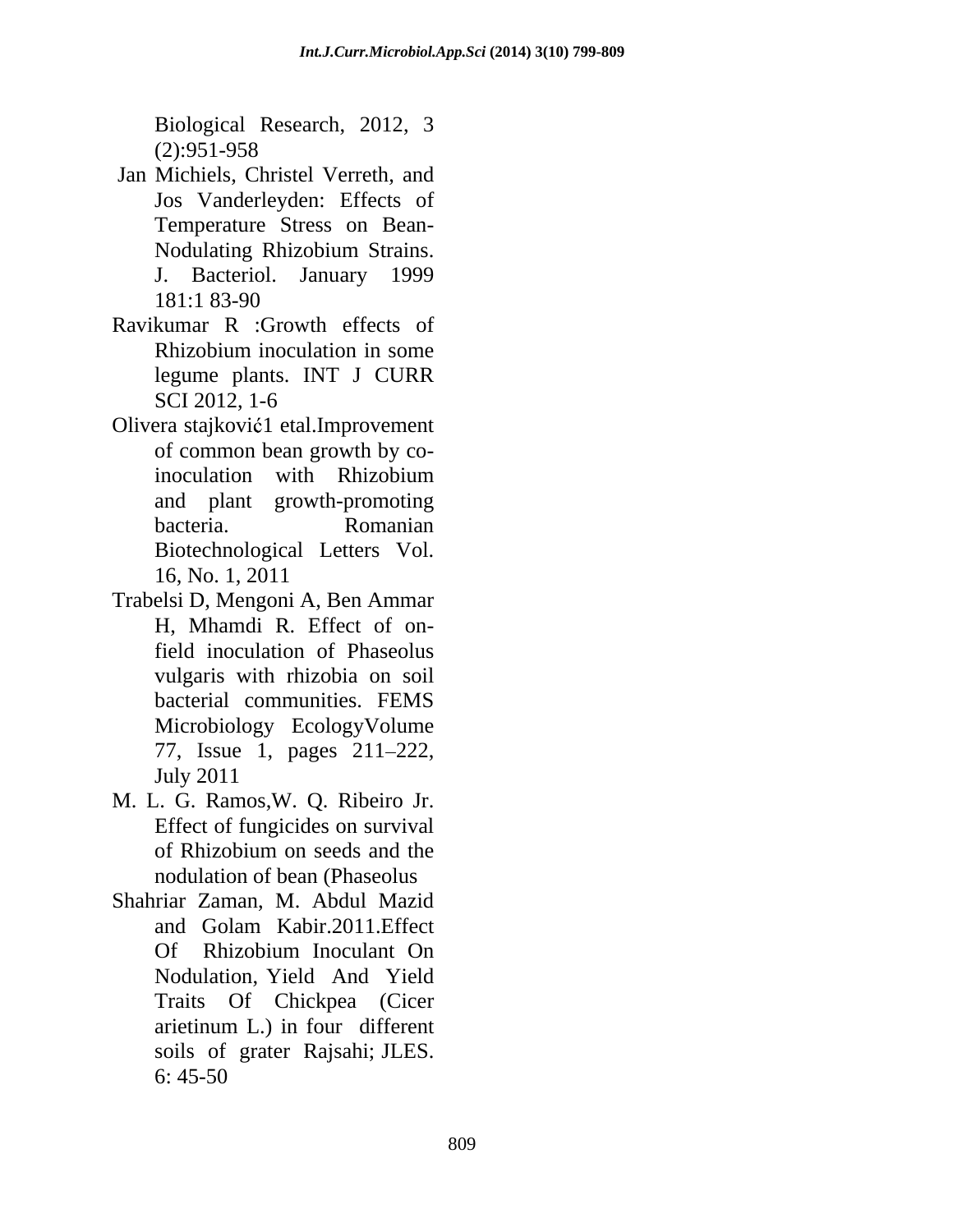Biological Research, 2012, 3 (2):951-958

Jan Michiels, Christel Verreth, and Jos Vanderleyden: Effects of Temperature Stress on Bean-Nodulating Rhizobium Strains. J. Bacteriol. January 1999 181:1 83-90

Ravikumar R :Growth effects of Rhizobium inoculation in some legume plants. INT J CURR SCI 2012, 1-6

Olivera stajković1 etal.Improvement of common bean growth by co-inoculation with Rhizobium and plant growth-promoting bacteria. Romanian Biotechnological Letters Vol. 16, No. 1, 2011

Trabelsi D, Mengoni A, Ben Ammar H, Mhamdi R. Effect of on-field inoculation of Phaseolus vulgaris with rhizobia on soil bacterial communities. FEMS Microbiology EcologyVolume 77, Issue 1, pages 211–222, July 2011

M. L. G. Ramos,W. Q. Ribeiro Jr. Effect of fungicides on survival of Rhizobium on seeds and the nodulation of bean (Phaseolus

Shahriar Zaman, M. Abdul Mazid and Golam Kabir.2011.Effect Of Rhizobium Inoculant On Nodulation, Yield And Yield Traits Of Chickpea (Cicer arietinum L.) in four different soils of grater Rajsahi; JLES. 6: 45-50